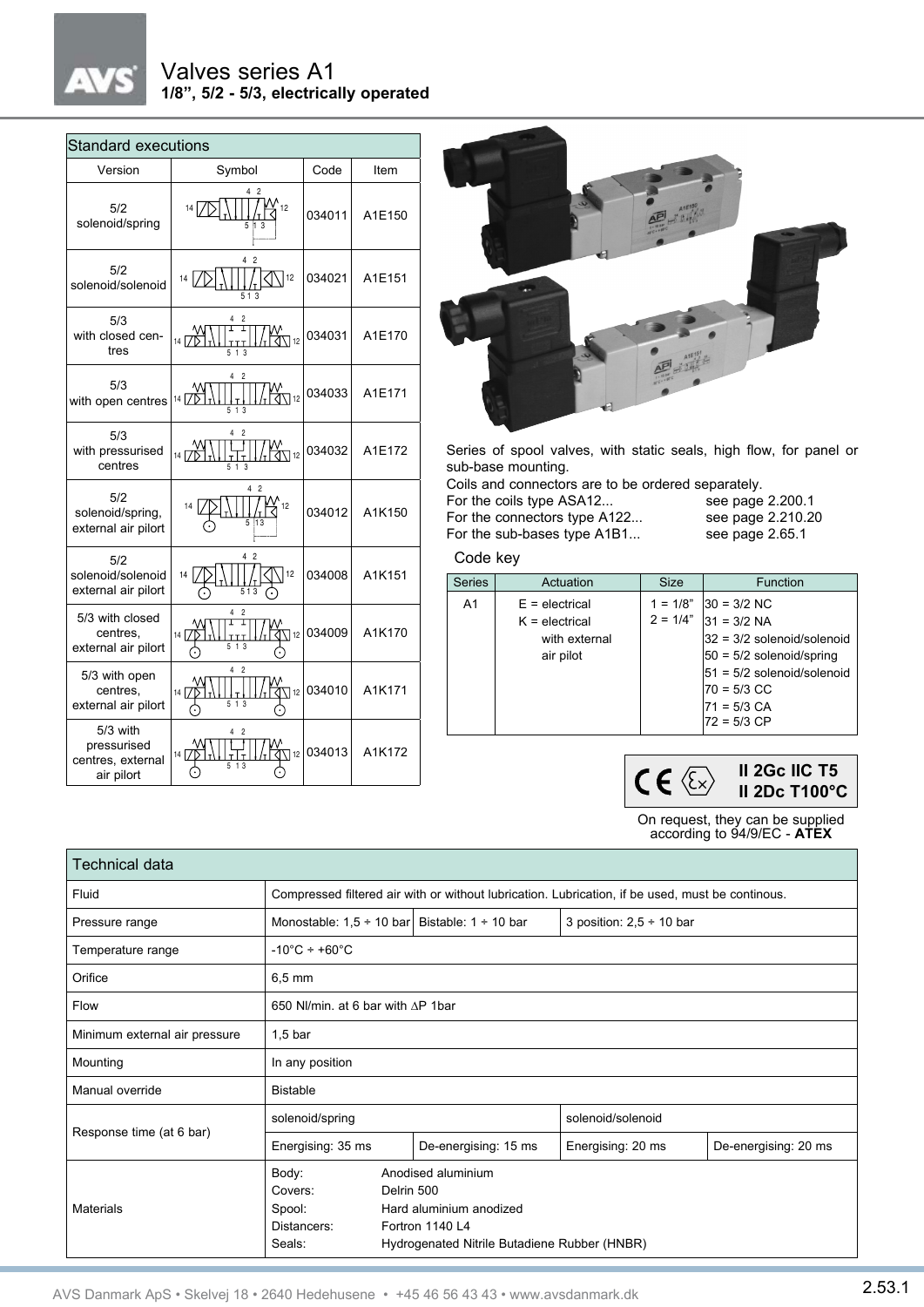# Valves series A1

**1/8", 5/2 - 5/3, electrically operated**

## Standard executions

| Version | Symbol | Code | Item |
|---|---|---|---|
| 5/2 solenoid/spring | | 034011 | A1E150 |
| 5/2 solenoid/solenoid | | 034021 | A1E151 |
| 5/3 with closed centres | | 034031 | A1E170 |
| 5/3 with open centres | | 034033 | A1E171 |
| 5/3 with pressurised centres | | 034032 | A1E172 |
| 5/2 solenoid/spring, external air pilort | | 034012 | A1K150 |
| 5/2 solenoid/solenoid external air pilort | | 034008 | A1K151 |
| 5/3 with closed centres, external air pilort | | 034009 | A1K170 |
| 5/3 with open centres, external air pilort | | 034010 | A1K171 |
| 5/3 with pressurised centres, external air pilort | | 034013 | A1K172 |

Series of spool valves, with static seals, high flow, for panel or sub-base mounting.

Coils and connectors are to be ordered separately.

For the coils type ASA12... see page 2.200.1
For the connectors type A122... see page 2.210.20
For the sub-bases type A1B1... see page 2.65.1

### Code key

| Series | Actuation | Size | Function |
|---|---|---|---|
| A1 | E = electrical<br>K = electrical with external air pilot | 1 = 1/8"<br>2 = 1/4" | 30 = 3/2 NC<br>31 = 3/2 NA<br>32 = 3/2 solenoid/solenoid<br>50 = 5/2 solenoid/spring<br>51 = 5/2 solenoid/solenoid<br>70 = 5/3 CC<br>71 = 5/3 CA<br>72 = 5/3 CP |

**II 2Gc IIC T5**
**II 2Dc T100°C**

On request, they can be supplied according to 94/9/EC - **ATEX**

## Technical data

| | | | | |
|---|---|---|---|---|
| Fluid | Compressed filtered air with or without lubrication. Lubrication, if be used, must be continous. | | | |
| Pressure range | Monostable: 1,5 ÷ 10 bar | Bistable: 1 ÷ 10 bar | 3 position: 2,5 ÷ 10 bar | |
| Temperature range | -10°C ÷ +60°C | | | |
| Orifice | 6,5 mm | | | |
| Flow | 650 Nl/min. at 6 bar with ∆P 1bar | | | |
| Minimum external air pressure | 1,5 bar | | | |
| Mounting | In any position | | | |
| Manual override | Bistable | | | |
| Response time (at 6 bar) | solenoid/spring | | solenoid/solenoid | |
| | Energising: 35 ms | De-energising: 15 ms | Energising: 20 ms | De-energising: 20 ms |
| Materials | Body: Anodised aluminium<br>Covers: Delrin 500<br>Spool: Hard aluminium anodized<br>Distancers: Fortron 1140 L4<br>Seals: Hydrogenated Nitrile Butadiene Rubber (HNBR) | | | |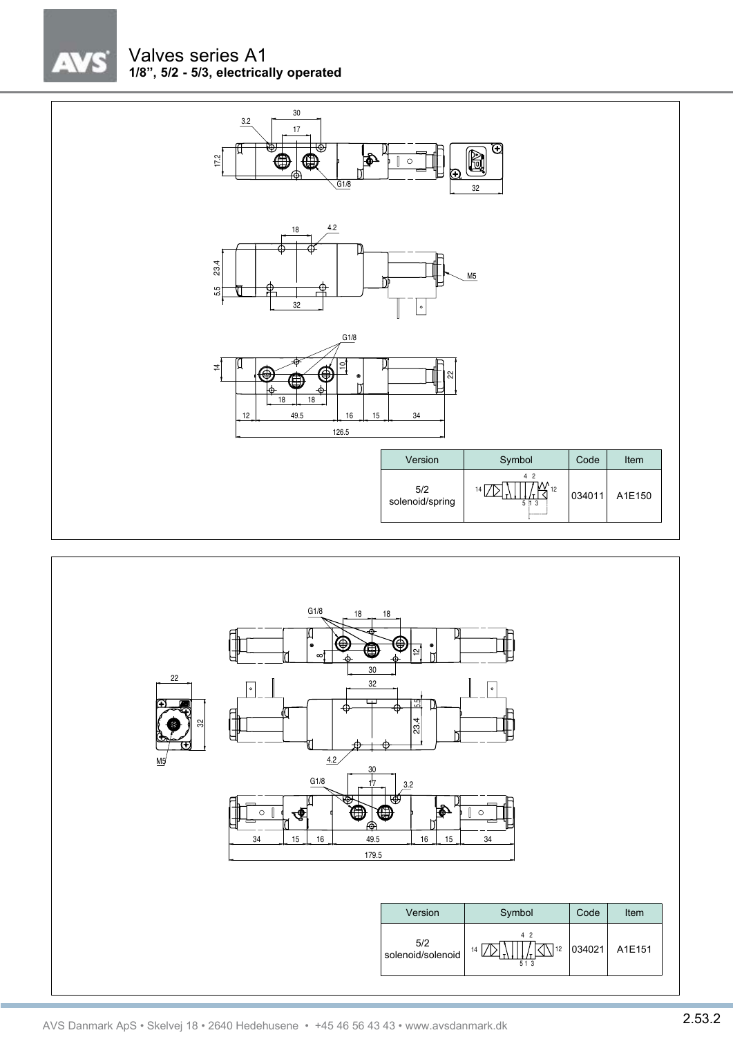# Valves series A1

**1/8", 5/2 - 5/3, electrically operated**

| Version | Symbol | Code | Item |
|---|---|---|---|
| 5/2 solenoid/spring | | 034011 | A1E150 |

| Version | Symbol | Code | Item |
|---|---|---|---|
| 5/2 solenoid/solenoid | | 034021 | A1E151 |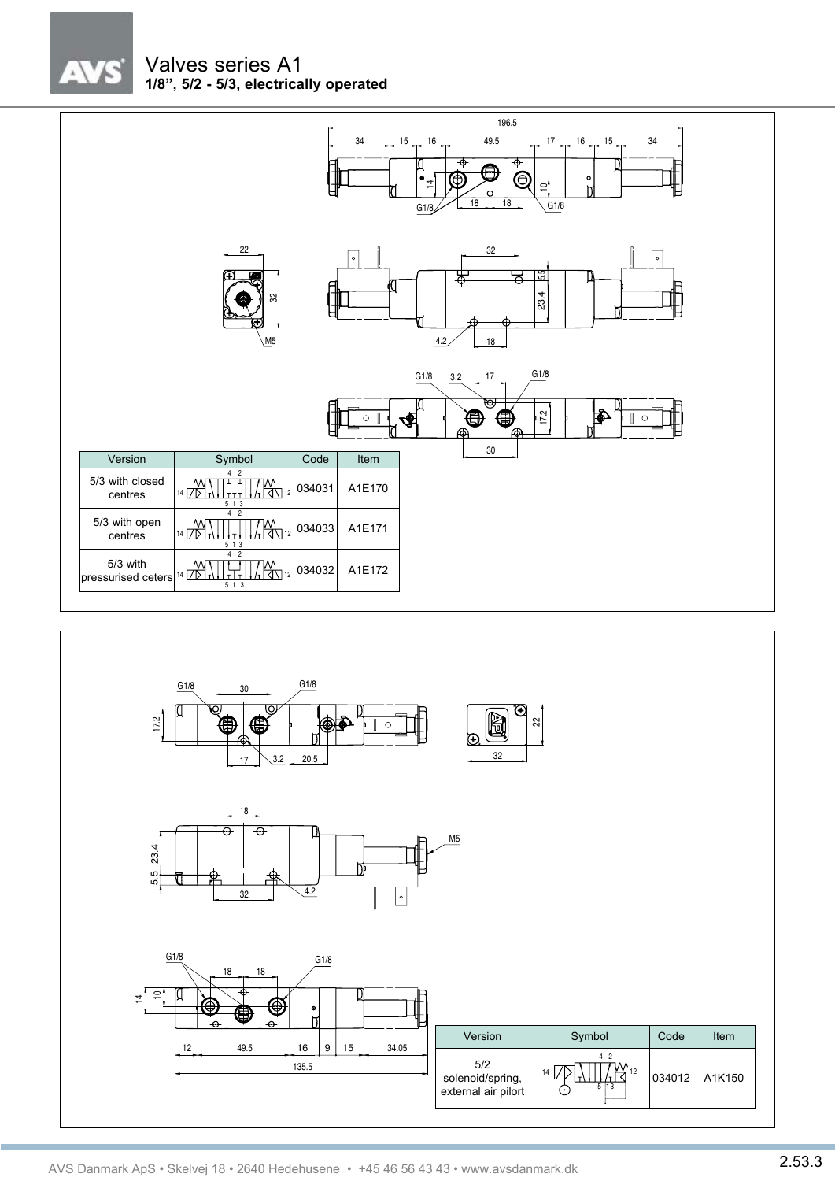# Valves series A1

**1/8", 5/2 - 5/3, electrically operated**

| Version | Symbol | Code | Item |
|---|---|---|---|
| 5/3 with closed centres | | 034031 | A1E170 |
| 5/3 with open centres | | 034033 | A1E171 |
| 5/3 with pressurised ceters | | 034032 | A1E172 |

| Version | Symbol | Code | Item |
|---|---|---|---|
| 5/2 solenoid/spring, external air pilort | | 034012 | A1K150 |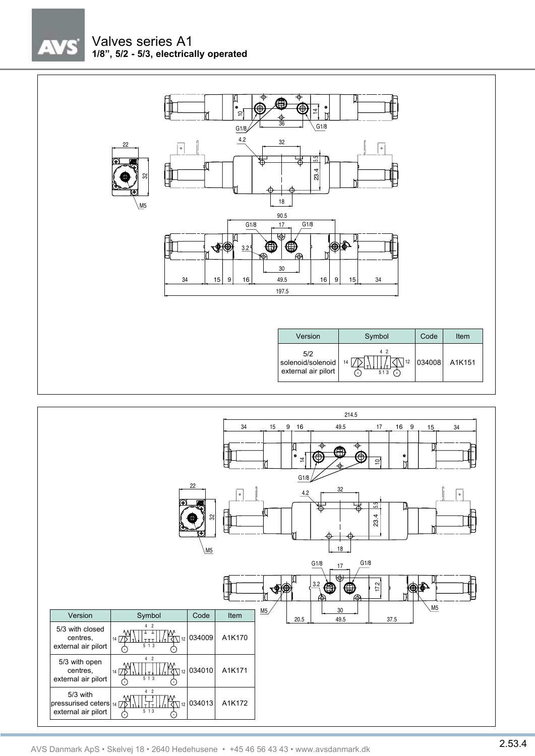# Valves series A1

**1/8", 5/2 - 5/3, electrically operated**

G1/8
10
36
14
G1/8
4.2
32
22
5.5
32
23.4
M5
18
90.5
G1/8
17
G1/8
3.2
30
34
15
9
16
49.5
16
9
15
34
197.5

| Version | Symbol | Code | Item |
|---|---|---|---|
| 5/2 solenoid/solenoid external air pilot | 14 4 2 5 1 3 12 | 034008 | A1K151 |

214.5
34
15
9
16
49.5
17
16
9
15
34
14
10
G1/8
22
4.2
32
5.5
32
23.4
M5
18
G1/8
17
G1/8
3.2
17.2
M5
M5
30
20.5
49.5
37.5

| Version | Symbol | Code | Item |
|---|---|---|---|
| 5/3 with closed centres, external air pilot | 14 4 2 5 1 3 12 | 034009 | A1K170 |
| 5/3 with open centres, external air pilot | 14 4 2 5 1 3 12 | 034010 | A1K171 |
| 5/3 with pressurised ceters external air pilot | 14 4 2 5 1 3 12 | 034013 | A1K172 |

AVS Danmark ApS • Skelvej 18 • 2640 Hedehusene • +45 46 56 43 43 • www.avsdanmark.dk